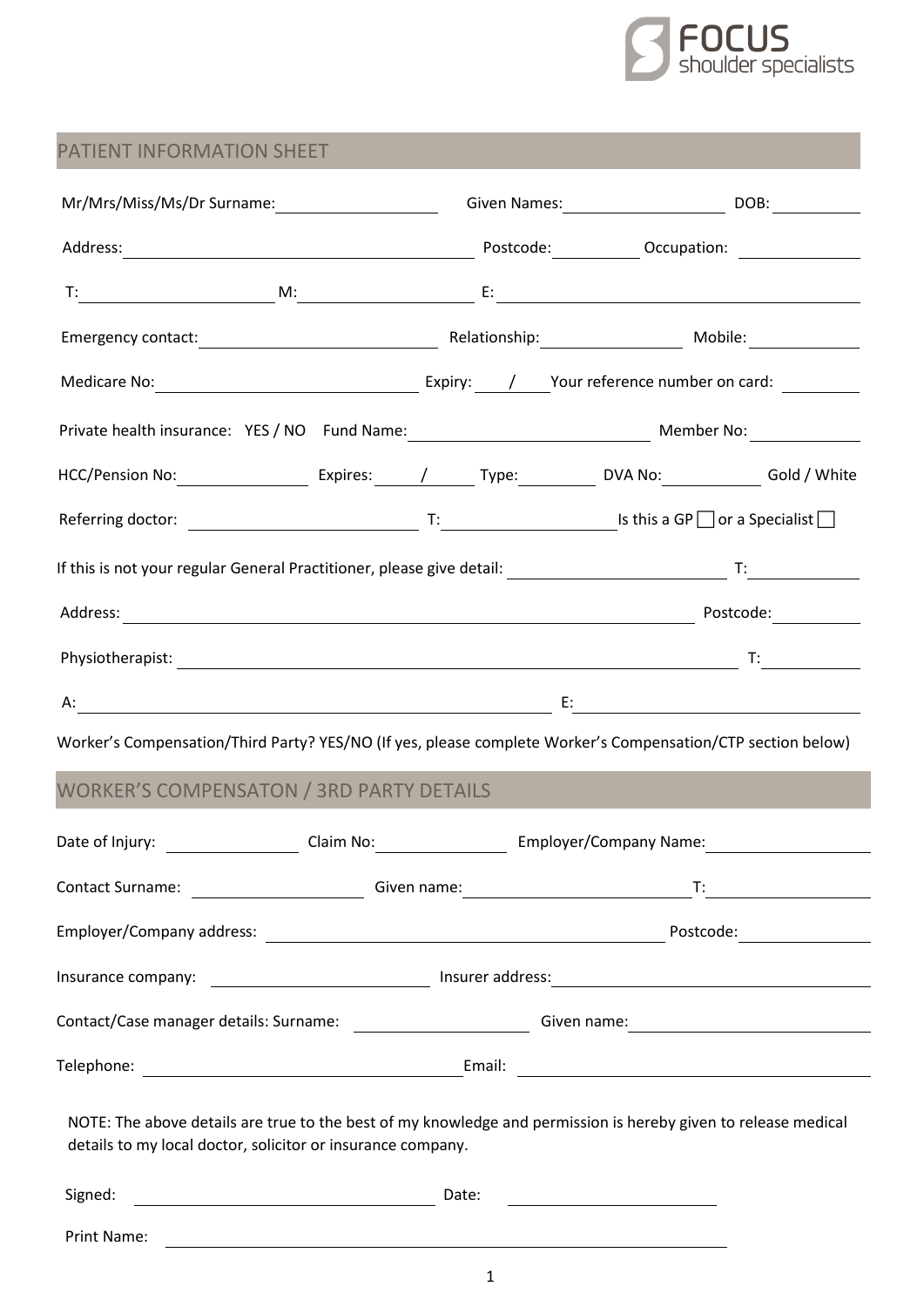FOCUS shoulder specialists

## PATIENT INFORMATION SHEET

Mr/Mrs/Miss/Ms/Dr Surname: ____________ Given Names: ____________ DOB: ________

Address: ______________________________ Postcode: ________ Occupation: ________

T: ____________ M: ____________ E: ______________________

Emergency contact: ____________ Relationship: ____________ Mobile: ________

Medicare No: ____________ Expiry: ___ / ___ Your reference number on card: ________

Private health insurance: YES / NO Fund Name: ____________ Member No: ________

HCC/Pension No: ________ Expires: ___ / ___ Type: ________ DVA No: ________ Gold / White

Referring doctor: ____________ T: ____________ Is this a GP ☐ or a Specialist ☐

If this is not your regular General Practitioner, please give detail: ____________ T: ________

Address: ______________________________ Postcode: ________

Physiotherapist: ______________________________ T: ________

A: ______________________________ E: ______________________

Worker's Compensation/Third Party? YES/NO (If yes, please complete Worker's Compensation/CTP section below)

## WORKER'S COMPENSATON / 3RD PARTY DETAILS

Date of Injury: ________ Claim No: ________ Employer/Company Name: ____________

Contact Surname: ____________ Given name: ____________ T: ________

Employer/Company address: ______________________________ Postcode: ________

Insurance company: ____________ Insurer address: ______________________

Contact/Case manager details: Surname: ____________ Given name: ____________

Telephone: ______________________ Email: ______________________

NOTE: The above details are true to the best of my knowledge and permission is hereby given to release medical details to my local doctor, solicitor or insurance company.

Signed: ______________________ Date: ____________

Print Name: ______________________________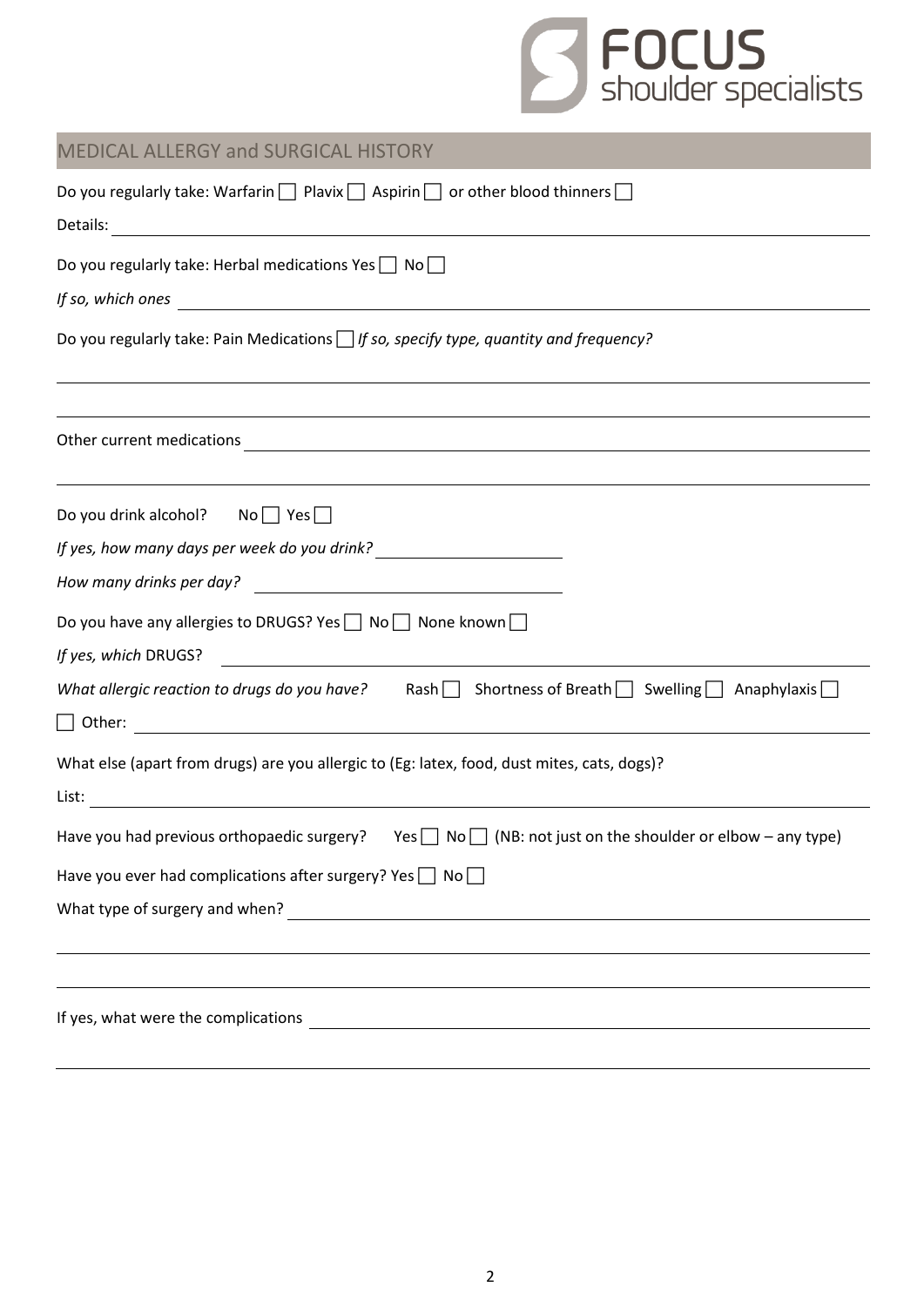## MEDICAL ALLERGY and SURGICAL HISTORY

Do you regularly take: Warfarin ☐ Plavix ☐ Aspirin ☐ or other blood thinners ☐

Details: \_\_\_\_\_\_\_\_\_\_\_\_\_\_\_\_\_\_\_\_\_\_\_\_\_\_\_\_\_\_\_\_\_\_\_\_\_\_\_\_

Do you regularly take: Herbal medications Yes ☐ No ☐

*If so, which ones* \_\_\_\_\_\_\_\_\_\_\_\_\_\_\_\_\_\_\_\_\_\_\_\_\_\_\_\_\_\_\_\_\_\_\_\_\_\_\_\_

Do you regularly take: Pain Medications ☐ *If so, specify type, quantity and frequency?*

\_\_\_\_\_\_\_\_\_\_\_\_\_\_\_\_\_\_\_\_\_\_\_\_\_\_\_\_\_\_\_\_\_\_\_\_\_\_\_\_

\_\_\_\_\_\_\_\_\_\_\_\_\_\_\_\_\_\_\_\_\_\_\_\_\_\_\_\_\_\_\_\_\_\_\_\_\_\_\_\_

Other current medications \_\_\_\_\_\_\_\_\_\_\_\_\_\_\_\_\_\_\_\_\_\_\_\_\_\_\_\_\_\_\_\_\_\_\_\_\_\_\_\_

\_\_\_\_\_\_\_\_\_\_\_\_\_\_\_\_\_\_\_\_\_\_\_\_\_\_\_\_\_\_\_\_\_\_\_\_\_\_\_\_

Do you drink alcohol? No ☐ Yes ☐

*If yes, how many days per week do you drink?* \_\_\_\_\_\_\_\_\_\_\_\_\_\_\_\_\_\_\_\_

*How many drinks per day?* \_\_\_\_\_\_\_\_\_\_\_\_\_\_\_\_\_\_\_\_

Do you have any allergies to DRUGS? Yes ☐ No ☐ None known ☐

*If yes, which* DRUGS? \_\_\_\_\_\_\_\_\_\_\_\_\_\_\_\_\_\_\_\_\_\_\_\_\_\_\_\_\_\_\_\_\_\_\_\_\_\_\_\_

*What allergic reaction to drugs do you have?* Rash ☐ Shortness of Breath ☐ Swelling ☐ Anaphylaxis ☐

☐ Other: \_\_\_\_\_\_\_\_\_\_\_\_\_\_\_\_\_\_\_\_\_\_\_\_\_\_\_\_\_\_\_\_\_\_\_\_\_\_\_\_

What else (apart from drugs) are you allergic to (Eg: latex, food, dust mites, cats, dogs)?

List: \_\_\_\_\_\_\_\_\_\_\_\_\_\_\_\_\_\_\_\_\_\_\_\_\_\_\_\_\_\_\_\_\_\_\_\_\_\_\_\_

Have you had previous orthopaedic surgery? Yes ☐ No ☐ (NB: not just on the shoulder or elbow – any type)

Have you ever had complications after surgery? Yes ☐ No ☐

What type of surgery and when? \_\_\_\_\_\_\_\_\_\_\_\_\_\_\_\_\_\_\_\_\_\_\_\_\_\_\_\_\_\_\_\_\_\_\_\_\_\_\_\_

\_\_\_\_\_\_\_\_\_\_\_\_\_\_\_\_\_\_\_\_\_\_\_\_\_\_\_\_\_\_\_\_\_\_\_\_\_\_\_\_

\_\_\_\_\_\_\_\_\_\_\_\_\_\_\_\_\_\_\_\_\_\_\_\_\_\_\_\_\_\_\_\_\_\_\_\_\_\_\_\_

If yes, what were the complications \_\_\_\_\_\_\_\_\_\_\_\_\_\_\_\_\_\_\_\_\_\_\_\_\_\_\_\_\_\_\_\_\_\_\_\_\_\_\_\_

\_\_\_\_\_\_\_\_\_\_\_\_\_\_\_\_\_\_\_\_\_\_\_\_\_\_\_\_\_\_\_\_\_\_\_\_\_\_\_\_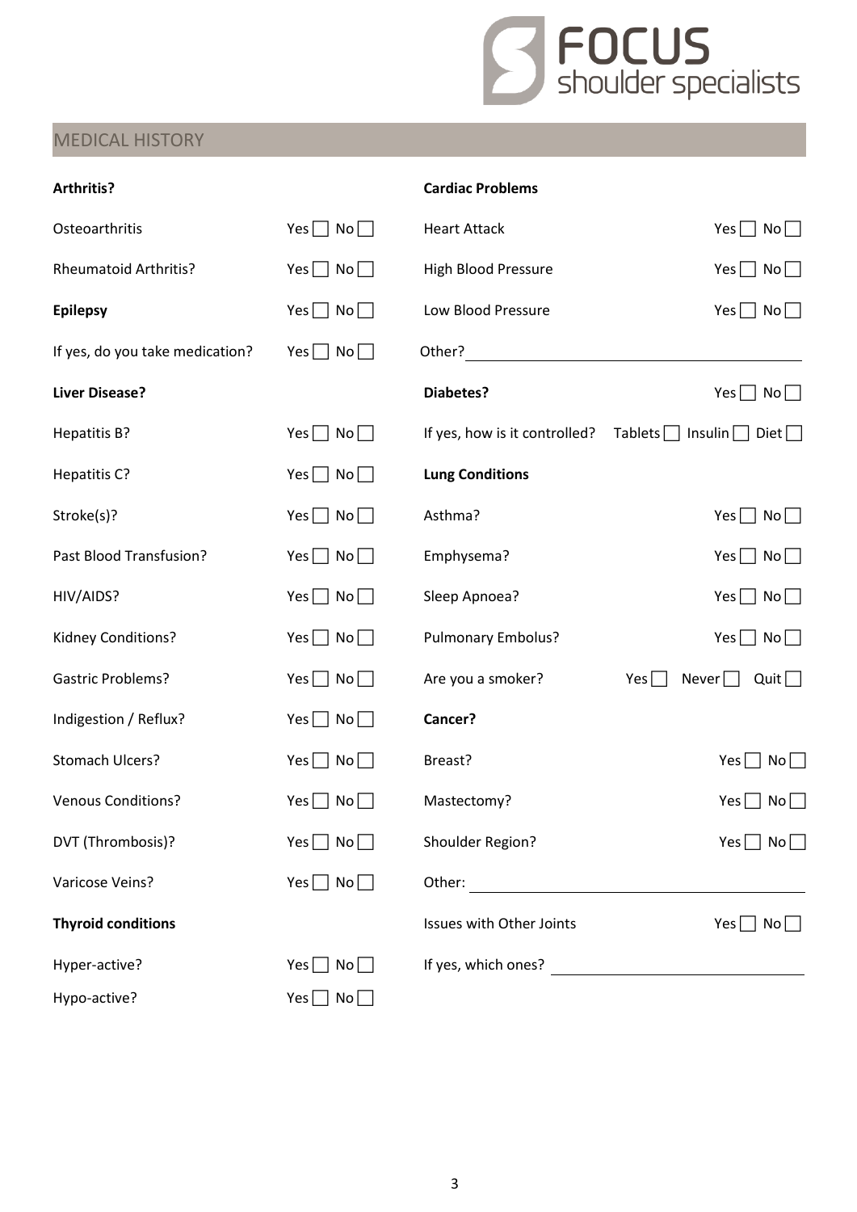FOCUS shoulder specialists

## MEDICAL HISTORY

**Arthritis?**

Osteoarthritis Yes ☐ No ☐

Rheumatoid Arthritis? Yes ☐ No ☐

**Epilepsy** Yes ☐ No ☐

If yes, do you take medication? Yes ☐ No ☐

**Liver Disease?**

Hepatitis B? Yes ☐ No ☐

Hepatitis C? Yes ☐ No ☐

Stroke(s)? Yes ☐ No ☐

Past Blood Transfusion? Yes ☐ No ☐

HIV/AIDS? Yes ☐ No ☐

Kidney Conditions? Yes ☐ No ☐

Gastric Problems? Yes ☐ No ☐

Indigestion / Reflux? Yes ☐ No ☐

Stomach Ulcers? Yes ☐ No ☐

Venous Conditions? Yes ☐ No ☐

DVT (Thrombosis)? Yes ☐ No ☐

Varicose Veins? Yes ☐ No ☐

**Thyroid conditions**

Hyper-active? Yes ☐ No ☐

Hypo-active? Yes ☐ No ☐

**Cardiac Problems**

Heart Attack Yes ☐ No ☐

High Blood Pressure Yes ☐ No ☐

Low Blood Pressure Yes ☐ No ☐

Other? ______________________________

**Diabetes?** Yes ☐ No ☐

If yes, how is it controlled? Tablets ☐ Insulin ☐ Diet ☐

**Lung Conditions**

Asthma? Yes ☐ No ☐

Emphysema? Yes ☐ No ☐

Sleep Apnoea? Yes ☐ No ☐

Pulmonary Embolus? Yes ☐ No ☐

Are you a smoker? Yes ☐ Never ☐ Quit ☐

**Cancer?**

Breast? Yes ☐ No ☐

Mastectomy? Yes ☐ No ☐

Shoulder Region? Yes ☐ No ☐

Other: ______________________________

Issues with Other Joints Yes ☐ No ☐

If yes, which ones? ______________________________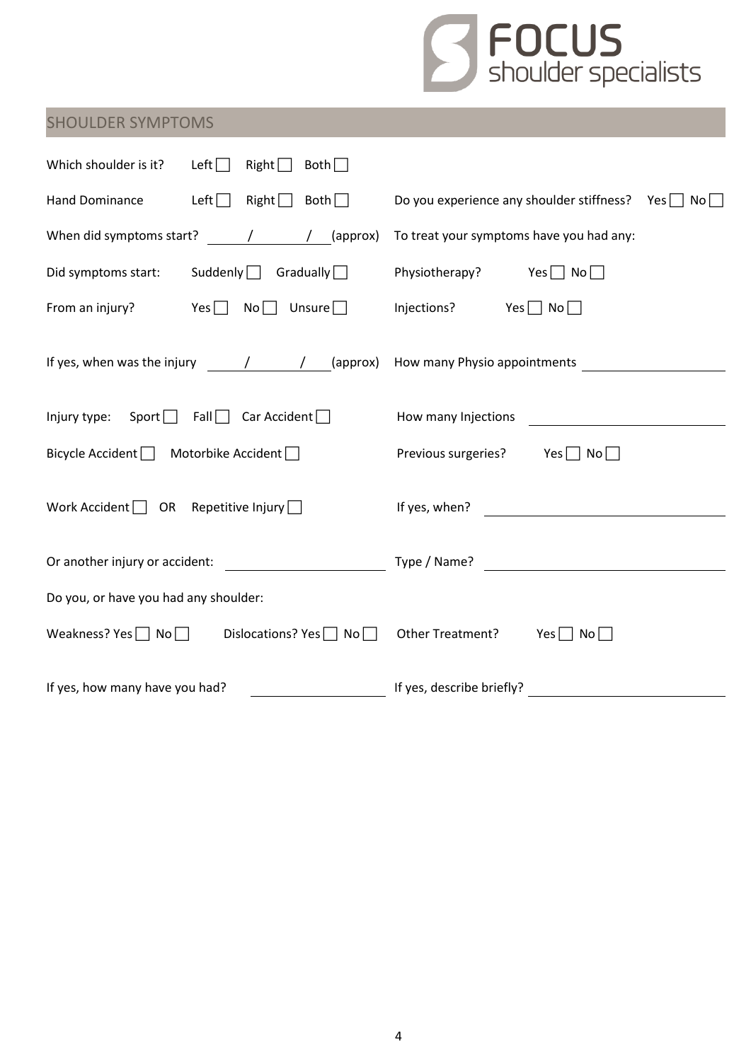## SHOULDER SYMPTOMS

Which shoulder is it? Left ☐ Right ☐ Both ☐

Hand Dominance Left ☐ Right ☐ Both ☐

When did symptoms start? ____ / ____ / ____ (approx)

Did symptoms start: Suddenly ☐ Gradually ☐

From an injury? Yes ☐ No ☐ Unsure ☐

If yes, when was the injury ____ / ____ / ____ (approx)

Injury type: Sport ☐ Fall ☐ Car Accident ☐

Bicycle Accident ☐ Motorbike Accident ☐

Work Accident ☐ OR Repetitive Injury ☐

Or another injury or accident: ____________________

Do you, or have you had any shoulder:

Weakness? Yes ☐ No ☐ Dislocations? Yes ☐ No ☐

If yes, how many have you had? ____________________

Do you experience any shoulder stiffness? Yes ☐ No ☐

To treat your symptoms have you had any:

Physiotherapy? Yes ☐ No ☐

Injections? Yes ☐ No ☐

How many Physio appointments ____________________

How many Injections ____________________

Previous surgeries? Yes ☐ No ☐

If yes, when? ____________________

Type / Name? ____________________

Other Treatment? Yes ☐ No ☐

If yes, describe briefly? ____________________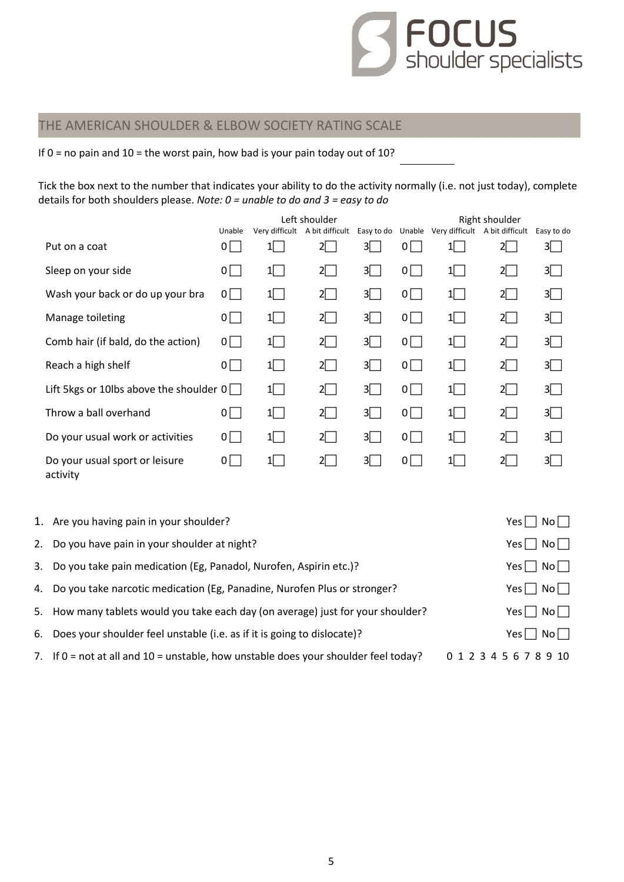## THE AMERICAN SHOULDER & ELBOW SOCIETY RATING SCALE

If 0 = no pain and 10 = the worst pain, how bad is your pain today out of 10? ________

Tick the box next to the number that indicates your ability to do the activity normally (i.e. not just today), complete details for both shoulders please. *Note: 0 = unable to do and 3 = easy to do*

| | Left shoulder | | | | Right shoulder | | | |
|---|---|---|---|---|---|---|---|---|
| | Unable | Very difficult | A bit difficult | Easy to do | Unable | Very difficult | A bit difficult | Easy to do |
| Put on a coat | 0☐ | 1☐ | 2☐ | 3☐ | 0☐ | 1☐ | 2☐ | 3☐ |
| Sleep on your side | 0☐ | 1☐ | 2☐ | 3☐ | 0☐ | 1☐ | 2☐ | 3☐ |
| Wash your back or do up your bra | 0☐ | 1☐ | 2☐ | 3☐ | 0☐ | 1☐ | 2☐ | 3☐ |
| Manage toileting | 0☐ | 1☐ | 2☐ | 3☐ | 0☐ | 1☐ | 2☐ | 3☐ |
| Comb hair (if bald, do the action) | 0☐ | 1☐ | 2☐ | 3☐ | 0☐ | 1☐ | 2☐ | 3☐ |
| Reach a high shelf | 0☐ | 1☐ | 2☐ | 3☐ | 0☐ | 1☐ | 2☐ | 3☐ |
| Lift 5kgs or 10lbs above the shoulder | 0☐ | 1☐ | 2☐ | 3☐ | 0☐ | 1☐ | 2☐ | 3☐ |
| Throw a ball overhand | 0☐ | 1☐ | 2☐ | 3☐ | 0☐ | 1☐ | 2☐ | 3☐ |
| Do your usual work or activities | 0☐ | 1☐ | 2☐ | 3☐ | 0☐ | 1☐ | 2☐ | 3☐ |
| Do your usual sport or leisure activity | 0☐ | 1☐ | 2☐ | 3☐ | 0☐ | 1☐ | 2☐ | 3☐ |

1. Are you having pain in your shoulder? Yes ☐ No ☐
2. Do you have pain in your shoulder at night? Yes ☐ No ☐
3. Do you take pain medication (Eg, Panadol, Nurofen, Aspirin etc.)? Yes ☐ No ☐
4. Do you take narcotic medication (Eg, Panadine, Nurofen Plus or stronger? Yes ☐ No ☐
5. How many tablets would you take each day (on average) just for your shoulder? Yes ☐ No ☐
6. Does your shoulder feel unstable (i.e. as if it is going to dislocate)? Yes ☐ No ☐
7. If 0 = not at all and 10 = unstable, how unstable does your shoulder feel today? 0 1 2 3 4 5 6 7 8 9 10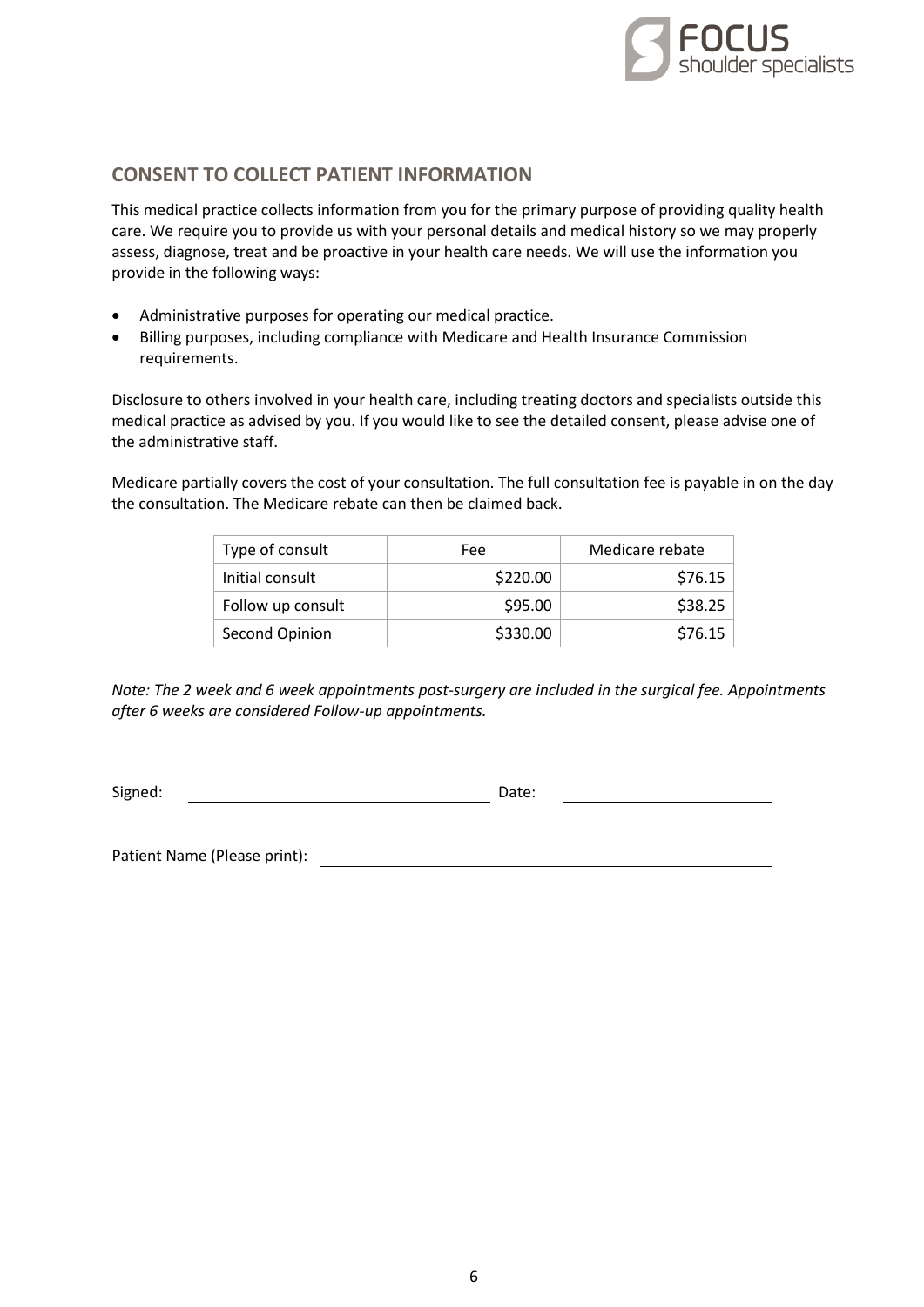## CONSENT TO COLLECT PATIENT INFORMATION

This medical practice collects information from you for the primary purpose of providing quality health care. We require you to provide us with your personal details and medical history so we may properly assess, diagnose, treat and be proactive in your health care needs. We will use the information you provide in the following ways:

- Administrative purposes for operating our medical practice.
- Billing purposes, including compliance with Medicare and Health Insurance Commission requirements.

Disclosure to others involved in your health care, including treating doctors and specialists outside this medical practice as advised by you. If you would like to see the detailed consent, please advise one of the administrative staff.

Medicare partially covers the cost of your consultation. The full consultation fee is payable in on the day the consultation. The Medicare rebate can then be claimed back.

| Type of consult | Fee | Medicare rebate |
|---|---|---|
| Initial consult | $220.00 | $76.15 |
| Follow up consult | $95.00 | $38.25 |
| Second Opinion | $330.00 | $76.15 |

*Note: The 2 week and 6 week appointments post-surgery are included in the surgical fee. Appointments after 6 weeks are considered Follow-up appointments.*

Signed: ______________________________ Date: ____________________

Patient Name (Please print): ________________________________________